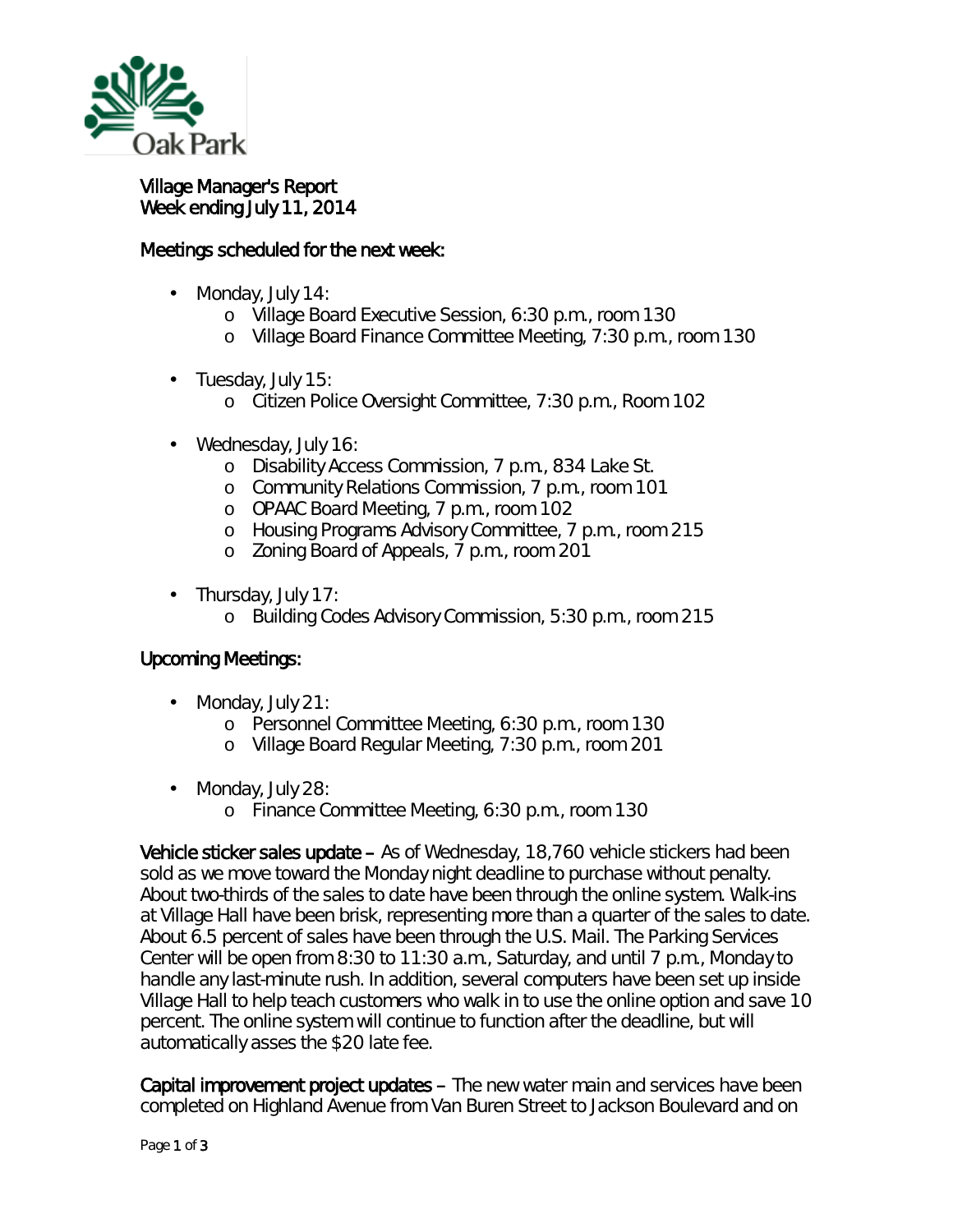Village Manager's Report
Week ending July 11, 2014

## Meetings scheduled for the next week:

- Monday, July 14:
  - Village Board Executive Session, 6:30 p.m., room 130
  - Village Board Finance Committee Meeting, 7:30 p.m., room 130
- Tuesday, July 15:
  - Citizen Police Oversight Committee, 7:30 p.m., Room 102
- Wednesday, July 16:
  - Disability Access Commission, 7 p.m., 834 Lake St.
  - Community Relations Commission, 7 p.m., room 101
  - OPAAC Board Meeting, 7 p.m., room 102
  - Housing Programs Advisory Committee, 7 p.m., room 215
  - Zoning Board of Appeals, 7 p.m., room 201
- Thursday, July 17:
  - Building Codes Advisory Commission, 5:30 p.m., room 215

## Upcoming Meetings:

- Monday, July 21:
  - Personnel Committee Meeting, 6:30 p.m., room 130
  - Village Board Regular Meeting, 7:30 p.m., room 201
- Monday, July 28:
  - Finance Committee Meeting, 6:30 p.m., room 130

**Vehicle sticker sales update –** As of Wednesday, 18,760 vehicle stickers had been sold as we move toward the Monday night deadline to purchase without penalty. About two-thirds of the sales to date have been through the online system. Walk-ins at Village Hall have been brisk, representing more than a quarter of the sales to date. About 6.5 percent of sales have been through the U.S. Mail. The Parking Services Center will be open from 8:30 to 11:30 a.m., Saturday, and until 7 p.m., Monday to handle any last-minute rush. In addition, several computers have been set up inside Village Hall to help teach customers who walk in to use the online option and save 10 percent. The online system will continue to function after the deadline, but will automatically asses the $20 late fee.

**Capital improvement project updates –** The new water main and services have been completed on Highland Avenue from Van Buren Street to Jackson Boulevard and on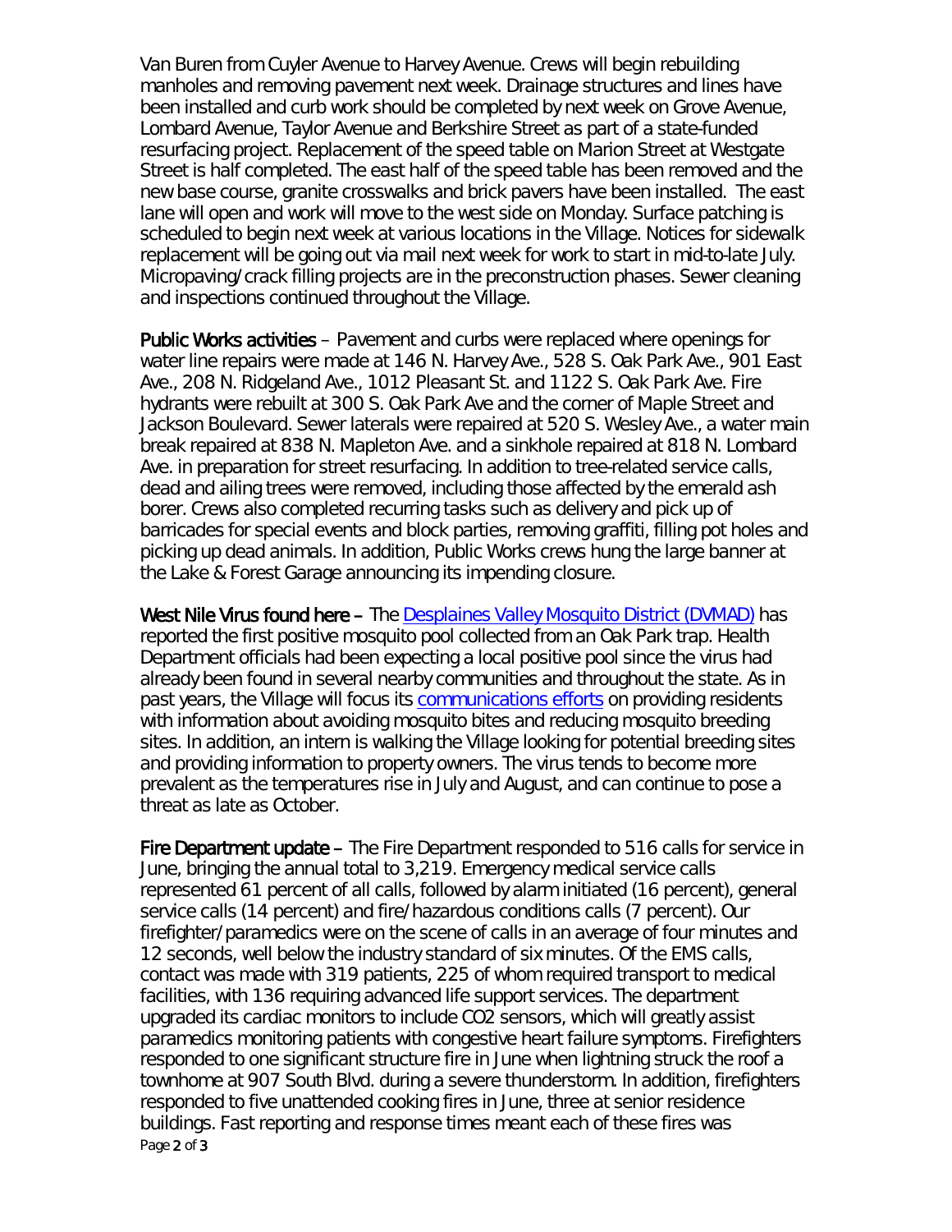Van Buren from Cuyler Avenue to Harvey Avenue. Crews will begin rebuilding manholes and removing pavement next week. Drainage structures and lines have been installed and curb work should be completed by next week on Grove Avenue, Lombard Avenue, Taylor Avenue and Berkshire Street as part of a state-funded resurfacing project. Replacement of the speed table on Marion Street at Westgate Street is half completed. The east half of the speed table has been removed and the new base course, granite crosswalks and brick pavers have been installed. The east lane will open and work will move to the west side on Monday. Surface patching is scheduled to begin next week at various locations in the Village. Notices for sidewalk replacement will be going out via mail next week for work to start in mid-to-late July. Micropaving/crack filling projects are in the preconstruction phases. Sewer cleaning and inspections continued throughout the Village.

**Public Works activities** – Pavement and curbs were replaced where openings for water line repairs were made at 146 N. Harvey Ave., 528 S. Oak Park Ave., 901 East Ave., 208 N. Ridgeland Ave., 1012 Pleasant St. and 1122 S. Oak Park Ave. Fire hydrants were rebuilt at 300 S. Oak Park Ave and the corner of Maple Street and Jackson Boulevard. Sewer laterals were repaired at 520 S. Wesley Ave., a water main break repaired at 838 N. Mapleton Ave. and a sinkhole repaired at 818 N. Lombard Ave. in preparation for street resurfacing. In addition to tree-related service calls, dead and ailing trees were removed, including those affected by the emerald ash borer. Crews also completed recurring tasks such as delivery and pick up of barricades for special events and block parties, removing graffiti, filling pot holes and picking up dead animals. In addition, Public Works crews hung the large banner at the Lake & Forest Garage announcing its impending closure.

**West Nile Virus found here** – The [Desplaines Valley Mosquito District (DVMAD)]() has reported the first positive mosquito pool collected from an Oak Park trap. Health Department officials had been expecting a local positive pool since the virus had already been found in several nearby communities and throughout the state. As in past years, the Village will focus its [communications efforts]() on providing residents with information about avoiding mosquito bites and reducing mosquito breeding sites. In addition, an intern is walking the Village looking for potential breeding sites and providing information to property owners. The virus tends to become more prevalent as the temperatures rise in July and August, and can continue to pose a threat as late as October.

**Fire Department update** – The Fire Department responded to 516 calls for service in June, bringing the annual total to 3,219. Emergency medical service calls represented 61 percent of all calls, followed by alarm initiated (16 percent), general service calls (14 percent) and fire/hazardous conditions calls (7 percent). Our firefighter/paramedics were on the scene of calls in an average of four minutes and 12 seconds, well below the industry standard of six minutes. Of the EMS calls, contact was made with 319 patients, 225 of whom required transport to medical facilities, with 136 requiring advanced life support services. The department upgraded its cardiac monitors to include $CO_2$ sensors, which will greatly assist paramedics monitoring patients with congestive heart failure symptoms. Firefighters responded to one significant structure fire in June when lightning struck the roof a townhome at 907 South Blvd. during a severe thunderstorm. In addition, firefighters responded to five unattended cooking fires in June, three at senior residence buildings. Fast reporting and response times meant each of these fires was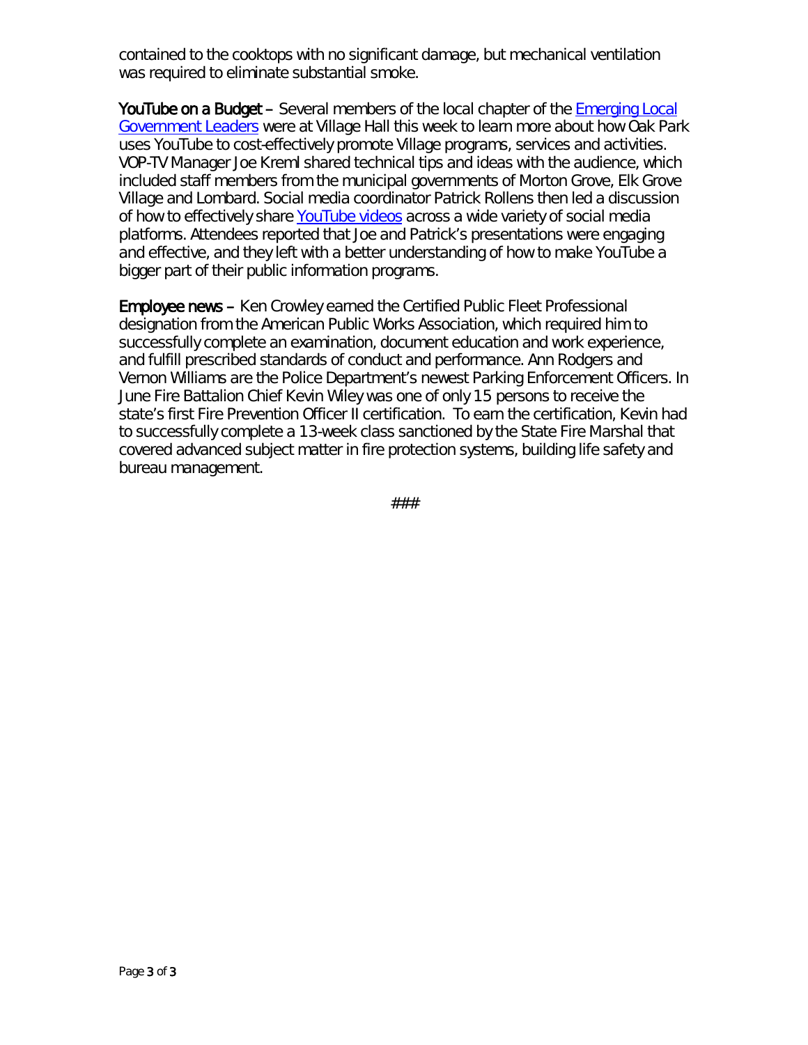contained to the cooktops with no significant damage, but mechanical ventilation was required to eliminate substantial smoke.

**YouTube on a Budget** – Several members of the local chapter of the [Emerging Local Government Leaders] were at Village Hall this week to learn more about how Oak Park uses YouTube to cost-effectively promote Village programs, services and activities. VOP-TV Manager Joe Kreml shared technical tips and ideas with the audience, which included staff members from the municipal governments of Morton Grove, Elk Grove Village and Lombard. Social media coordinator Patrick Rollens then led a discussion of how to effectively share [YouTube videos] across a wide variety of social media platforms. Attendees reported that Joe and Patrick's presentations were engaging and effective, and they left with a better understanding of how to make YouTube a bigger part of their public information programs.

**Employee news** – Ken Crowley earned the Certified Public Fleet Professional designation from the American Public Works Association, which required him to successfully complete an examination, document education and work experience, and fulfill prescribed standards of conduct and performance. Ann Rodgers and Vernon Williams are the Police Department's newest Parking Enforcement Officers. In June Fire Battalion Chief Kevin Wiley was one of only 15 persons to receive the state's first Fire Prevention Officer II certification. To earn the certification, Kevin had to successfully complete a 13-week class sanctioned by the State Fire Marshal that covered advanced subject matter in fire protection systems, building life safety and bureau management.

###